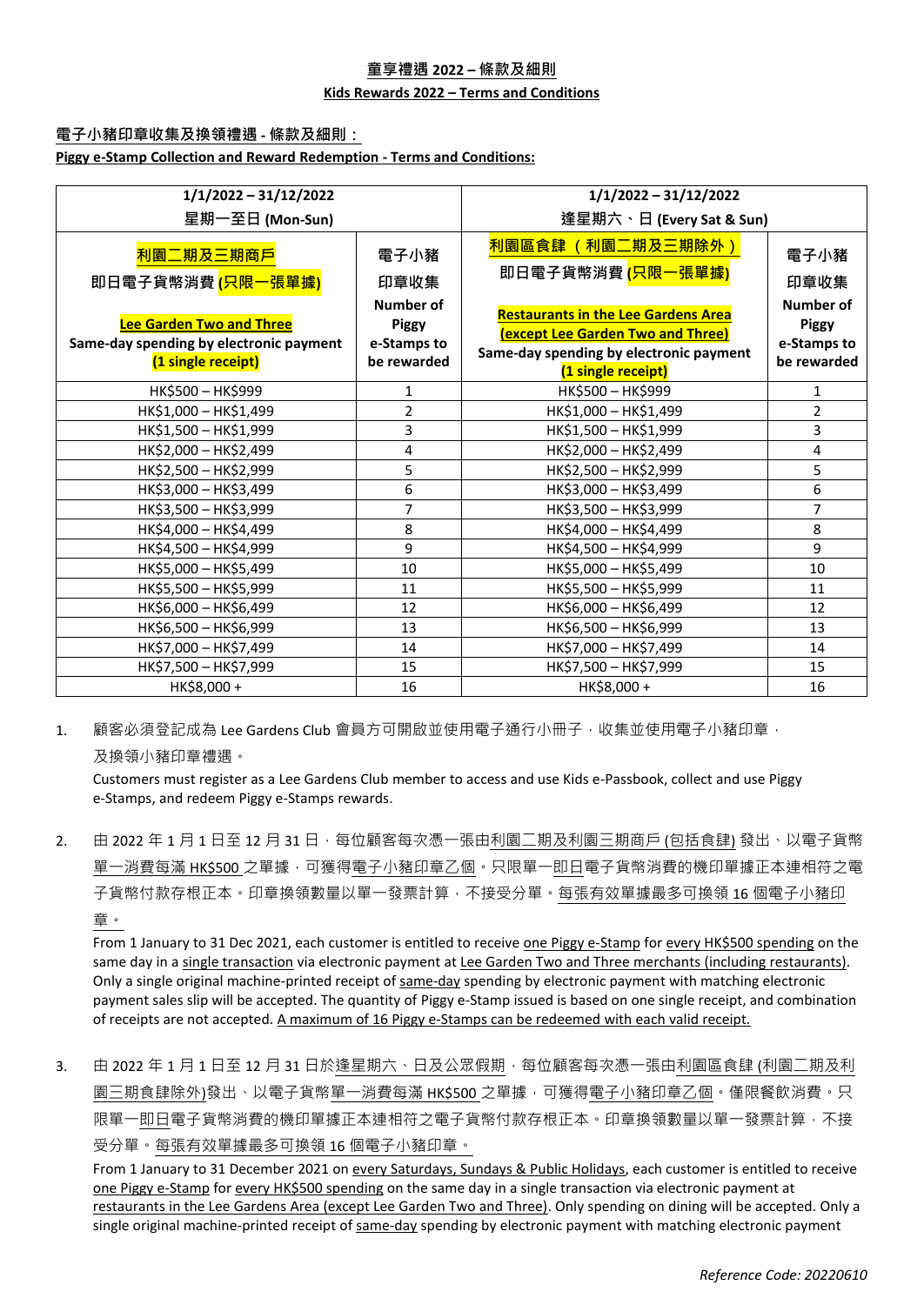# 童享禮遇 2022 – 條款及細則

## Kids Rewards 2022 – Terms and Conditions

### 電子小豬印章收集及換領禮遇 - 條款及細則：

### Piggy e-Stamp Collection and Reward Redemption - Terms and Conditions:

| 1/1/2022 – 31/12/2022 星期一至日 (Mon-Sun) | | 1/1/2022 – 31/12/2022 逢星期六、日 (Every Sat & Sun) | |
|---|---|---|---|
| **利園二期及三期商戶 即日電子貨幣消費 (只限一張單據) Lee Garden Two and Three Same-day spending by electronic payment (1 single receipt)** | **電子小豬印章收集 Number of Piggy e-Stamps to be rewarded** | **利園區食肆 （利園二期及三期除外） 即日電子貨幣消費 (只限一張單據) Restaurants in the Lee Gardens Area (except Lee Garden Two and Three) Same-day spending by electronic payment (1 single receipt)** | **電子小豬印章收集 Number of Piggy e-Stamps to be rewarded** |
| HK$500 – HK$999 | 1 | HK$500 – HK$999 | 1 |
| HK$1,000 – HK$1,499 | 2 | HK$1,000 – HK$1,499 | 2 |
| HK$1,500 – HK$1,999 | 3 | HK$1,500 – HK$1,999 | 3 |
| HK$2,000 – HK$2,499 | 4 | HK$2,000 – HK$2,499 | 4 |
| HK$2,500 – HK$2,999 | 5 | HK$2,500 – HK$2,999 | 5 |
| HK$3,000 – HK$3,499 | 6 | HK$3,000 – HK$3,499 | 6 |
| HK$3,500 – HK$3,999 | 7 | HK$3,500 – HK$3,999 | 7 |
| HK$4,000 – HK$4,499 | 8 | HK$4,000 – HK$4,499 | 8 |
| HK$4,500 – HK$4,999 | 9 | HK$4,500 – HK$4,999 | 9 |
| HK$5,000 – HK$5,499 | 10 | HK$5,000 – HK$5,499 | 10 |
| HK$5,500 – HK$5,999 | 11 | HK$5,500 – HK$5,999 | 11 |
| HK$6,000 – HK$6,499 | 12 | HK$6,000 – HK$6,499 | 12 |
| HK$6,500 – HK$6,999 | 13 | HK$6,500 – HK$6,999 | 13 |
| HK$7,000 – HK$7,499 | 14 | HK$7,000 – HK$7,499 | 14 |
| HK$7,500 – HK$7,999 | 15 | HK$7,500 – HK$7,999 | 15 |
| HK$8,000 + | 16 | HK$8,000 + | 16 |

1. 顧客必須登記成為 Lee Gardens Club 會員方可開啟並使用電子通行小冊子，收集並使用電子小豬印章，及換領小豬印章禮遇。

   Customers must register as a Lee Gardens Club member to access and use Kids e-Passbook, collect and use Piggy e-Stamps, and redeem Piggy e-Stamps rewards.

2. 由 2022 年 1 月 1 日至 12 月 31 日，每位顧客每次憑一張由利園二期及利園三期商戶 (包括食肆) 發出、以電子貨幣單一消費每滿 HK$500 之單據，可獲得電子小豬印章乙個。只限單一即日電子貨幣消費的機印單據正本連相符之電子貨幣付款存根正本。印章換領數量以單一發票計算，不接受分單。每張有效單據最多可換領 16 個電子小豬印章。

   From 1 January to 31 Dec 2021, each customer is entitled to receive one Piggy e-Stamp for every HK$500 spending on the same day in a single transaction via electronic payment at Lee Garden Two and Three merchants (including restaurants). Only a single original machine-printed receipt of same-day spending by electronic payment with matching electronic payment sales slip will be accepted. The quantity of Piggy e-Stamp issued is based on one single receipt, and combination of receipts are not accepted. A maximum of 16 Piggy e-Stamps can be redeemed with each valid receipt.

3. 由 2022 年 1 月 1 日至 12 月 31 日於逢星期六、日及公眾假期，每位顧客每次憑一張由利園區食肆 (利園二期及利園三期食肆除外)發出、以電子貨幣單一消費每滿 HK$500 之單據，可獲得電子小豬印章乙個。僅限餐飲消費。只限單一即日電子貨幣消費的機印單據正本連相符之電子貨幣付款存根正本。印章換領數量以單一發票計算，不接受分單。每張有效單據最多可換領 16 個電子小豬印章。

   From 1 January to 31 December 2021 on every Saturdays, Sundays & Public Holidays, each customer is entitled to receive one Piggy e-Stamp for every HK$500 spending on the same day in a single transaction via electronic payment at restaurants in the Lee Gardens Area (except Lee Garden Two and Three). Only spending on dining will be accepted. Only a single original machine-printed receipt of same-day spending by electronic payment with matching electronic payment

*Reference Code: 20220610*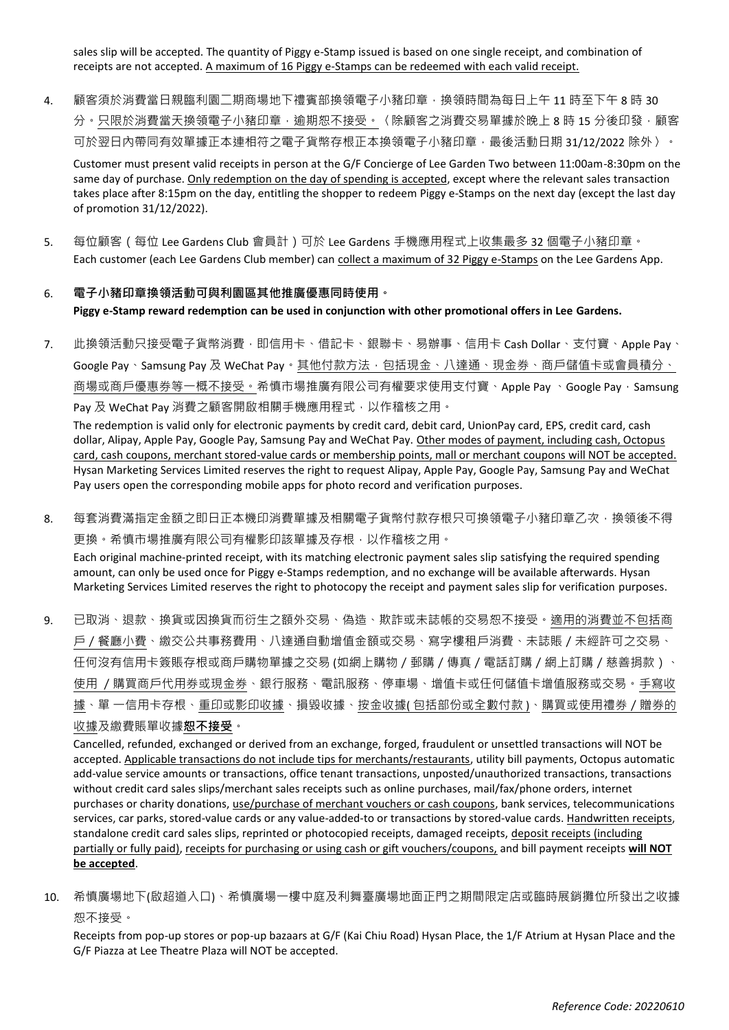sales slip will be accepted. The quantity of Piggy e-Stamp issued is based on one single receipt, and combination of receipts are not accepted. A maximum of 16 Piggy e-Stamps can be redeemed with each valid receipt.

4. 顧客須於消費當日親臨利園二期商場地下禮賓部換領電子小豬印章，換領時間為每日上午 11 時至下午 8 時 30 分。只限於消費當天換領電子小豬印章，逾期恕不接受。（除顧客之消費交易單據於晚上 8 時 15 分後印發，顧客可於翌日內帶同有效單據正本連相符之電子貨幣存根正本換領電子小豬印章，最後活動日期 31/12/2022 除外）。

   Customer must present valid receipts in person at the G/F Concierge of Lee Garden Two between 11:00am-8:30pm on the same day of purchase. Only redemption on the day of spending is accepted, except where the relevant sales transaction takes place after 8:15pm on the day, entitling the shopper to redeem Piggy e-Stamps on the next day (except the last day of promotion 31/12/2022).

5. 每位顧客（每位 Lee Gardens Club 會員計）可於 Lee Gardens 手機應用程式上收集最多 32 個電子小豬印章。
   Each customer (each Lee Gardens Club member) can collect a maximum of 32 Piggy e-Stamps on the Lee Gardens App.

6. **電子小豬印章換領活動可與利園區其他推廣優惠同時使用。**
   **Piggy e-Stamp reward redemption can be used in conjunction with other promotional offers in Lee Gardens.**

7. 此換領活動只接受電子貨幣消費，即信用卡、借記卡、銀聯卡、易辦事、信用卡 Cash Dollar、支付寶、Apple Pay、Google Pay、Samsung Pay 及 WeChat Pay。其他付款方法，包括現金、八達通、現金券、商戶儲值卡或會員積分、商場或商戶優惠券等一概不接受。希慎市場推廣有限公司有權要求使用支付寶、Apple Pay 、Google Pay，Samsung Pay 及 WeChat Pay 消費之顧客開啟相關手機應用程式，以作稽核之用。

   The redemption is valid only for electronic payments by credit card, debit card, UnionPay card, EPS, credit card, cash dollar, Alipay, Apple Pay, Google Pay, Samsung Pay and WeChat Pay. Other modes of payment, including cash, Octopus card, cash coupons, merchant stored-value cards or membership points, mall or merchant coupons will NOT be accepted. Hysan Marketing Services Limited reserves the right to request Alipay, Apple Pay, Google Pay, Samsung Pay and WeChat Pay users open the corresponding mobile apps for photo record and verification purposes.

8. 每套消費滿指定金額之即日正本機印消費單據及相關電子貨幣付款存根只可換領電子小豬印章乙次，換領後不得更換。希慎市場推廣有限公司有權影印該單據及存根，以作稽核之用。

   Each original machine-printed receipt, with its matching electronic payment sales slip satisfying the required spending amount, can only be used once for Piggy e-Stamps redemption, and no exchange will be available afterwards. Hysan Marketing Services Limited reserves the right to photocopy the receipt and payment sales slip for verification purposes.

9. 已取消、退款、換貨或因換貨而衍生之額外交易、偽造、欺詐或未誌帳的交易恕不接受。適用的消費並不包括商戶 / 餐廳小費、繳交公共事務費用、八達通自動增值金額或交易、寫字樓租戶消費、未誌賬 / 未經許可之交易、任何沒有信用卡簽賬存根或商戶購物單據之交易 (如網上購物 / 郵購 / 傳真 / 電話訂購 / 網上訂購 / 慈善捐款）、使用 / 購買商戶代用券或現金券、銀行服務、電訊服務、停車場、增值卡或任何儲值卡增值服務或交易。手寫收據、單 一信用卡存根、重印或影印收據、損毀收據、按金收據( 包括部份或全數付款 )、購買或使用禮券 / 贈券的收據及繳費賬單收據**恕不接受**。

   Cancelled, refunded, exchanged or derived from an exchange, forged, fraudulent or unsettled transactions will NOT be accepted. Applicable transactions do not include tips for merchants/restaurants, utility bill payments, Octopus automatic add-value service amounts or transactions, office tenant transactions, unposted/unauthorized transactions, transactions without credit card sales slips/merchant sales receipts such as online purchases, mail/fax/phone orders, internet purchases or charity donations, use/purchase of merchant vouchers or cash coupons, bank services, telecommunications services, car parks, stored-value cards or any value-added-to or transactions by stored-value cards. Handwritten receipts, standalone credit card sales slips, reprinted or photocopied receipts, damaged receipts, deposit receipts (including partially or fully paid), receipts for purchasing or using cash or gift vouchers/coupons, and bill payment receipts **will NOT be accepted**.

10. 希慎廣場地下(啟超道入口)、希慎廣場一樓中庭及利舞臺廣場地面正門之期間限定店或臨時展銷攤位所發出之收據恕不接受。

    Receipts from pop-up stores or pop-up bazaars at G/F (Kai Chiu Road) Hysan Place, the 1/F Atrium at Hysan Place and the G/F Piazza at Lee Theatre Plaza will NOT be accepted.

*Reference Code: 20220610*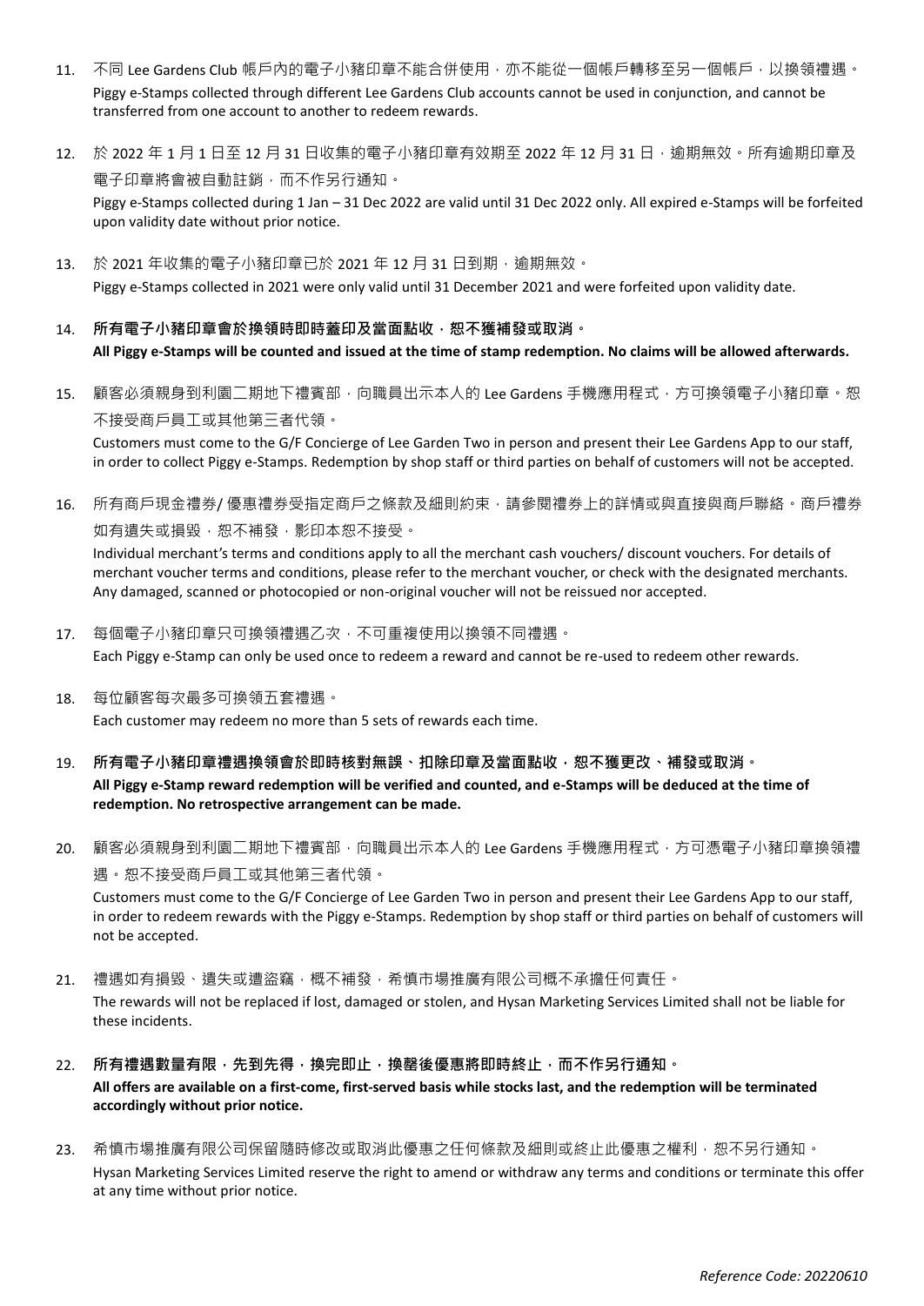11. 不同 Lee Gardens Club 帳戶內的電子小豬印章不能合併使用，亦不能從一個帳戶轉移至另一個帳戶，以換領禮遇。
    Piggy e-Stamps collected through different Lee Gardens Club accounts cannot be used in conjunction, and cannot be transferred from one account to another to redeem rewards.

12. 於 2022 年 1 月 1 日至 12 月 31 日收集的電子小豬印章有效期至 2022 年 12 月 31 日，逾期無效。所有逾期印章及電子印章將會被自動註銷，而不作另行通知。
    Piggy e-Stamps collected during 1 Jan – 31 Dec 2022 are valid until 31 Dec 2022 only. All expired e-Stamps will be forfeited upon validity date without prior notice.

13. 於 2021 年收集的電子小豬印章已於 2021 年 12 月 31 日到期，逾期無效。
    Piggy e-Stamps collected in 2021 were only valid until 31 December 2021 and were forfeited upon validity date.

14. **所有電子小豬印章會於換領時即時蓋印及當面點收，恕不獲補發或取消。**
    **All Piggy e-Stamps will be counted and issued at the time of stamp redemption. No claims will be allowed afterwards.**

15. 顧客必須親身到利園二期地下禮賓部，向職員出示本人的 Lee Gardens 手機應用程式，方可換領電子小豬印章。恕不接受商戶員工或其他第三者代領。
    Customers must come to the G/F Concierge of Lee Garden Two in person and present their Lee Gardens App to our staff, in order to collect Piggy e-Stamps. Redemption by shop staff or third parties on behalf of customers will not be accepted.

16. 所有商戶現金禮劵/ 優惠禮劵受指定商戶之條款及細則約束，請參閱禮券上的詳情或與直接與商戶聯絡。商戶禮劵如有遺失或損毀，恕不補發，影印本恕不接受。
    Individual merchant's terms and conditions apply to all the merchant cash vouchers/ discount vouchers. For details of merchant voucher terms and conditions, please refer to the merchant voucher, or check with the designated merchants. Any damaged, scanned or photocopied or non-original voucher will not be reissued nor accepted.

17. 每個電子小豬印章只可換領禮遇乙次，不可重複使用以換領不同禮遇。
    Each Piggy e-Stamp can only be used once to redeem a reward and cannot be re-used to redeem other rewards.

18. 每位顧客每次最多可換領五套禮遇。
    Each customer may redeem no more than 5 sets of rewards each time.

19. **所有電子小豬印章禮遇換領會於即時核對無誤、扣除印章及當面點收，恕不獲更改、補發或取消。**
    **All Piggy e-Stamp reward redemption will be verified and counted, and e-Stamps will be deduced at the time of redemption. No retrospective arrangement can be made.**

20. 顧客必須親身到利園二期地下禮賓部，向職員出示本人的 Lee Gardens 手機應用程式，方可憑電子小豬印章換領禮遇。恕不接受商戶員工或其他第三者代領。
    Customers must come to the G/F Concierge of Lee Garden Two in person and present their Lee Gardens App to our staff, in order to redeem rewards with the Piggy e-Stamps. Redemption by shop staff or third parties on behalf of customers will not be accepted.

21. 禮遇如有損毀、遺失或遭盜竊，概不補發，希慎市場推廣有限公司概不承擔任何責任。
    The rewards will not be replaced if lost, damaged or stolen, and Hysan Marketing Services Limited shall not be liable for these incidents.

22. **所有禮遇數量有限，先到先得，換完即止，換罄後優惠將即時終止，而不作另行通知。**
    **All offers are available on a first-come, first-served basis while stocks last, and the redemption will be terminated accordingly without prior notice.**

23. 希慎市場推廣有限公司保留隨時修改或取消此優惠之任何條款及細則或終止此優惠之權利，恕不另行通知。
    Hysan Marketing Services Limited reserve the right to amend or withdraw any terms and conditions or terminate this offer at any time without prior notice.

*Reference Code: 20220610*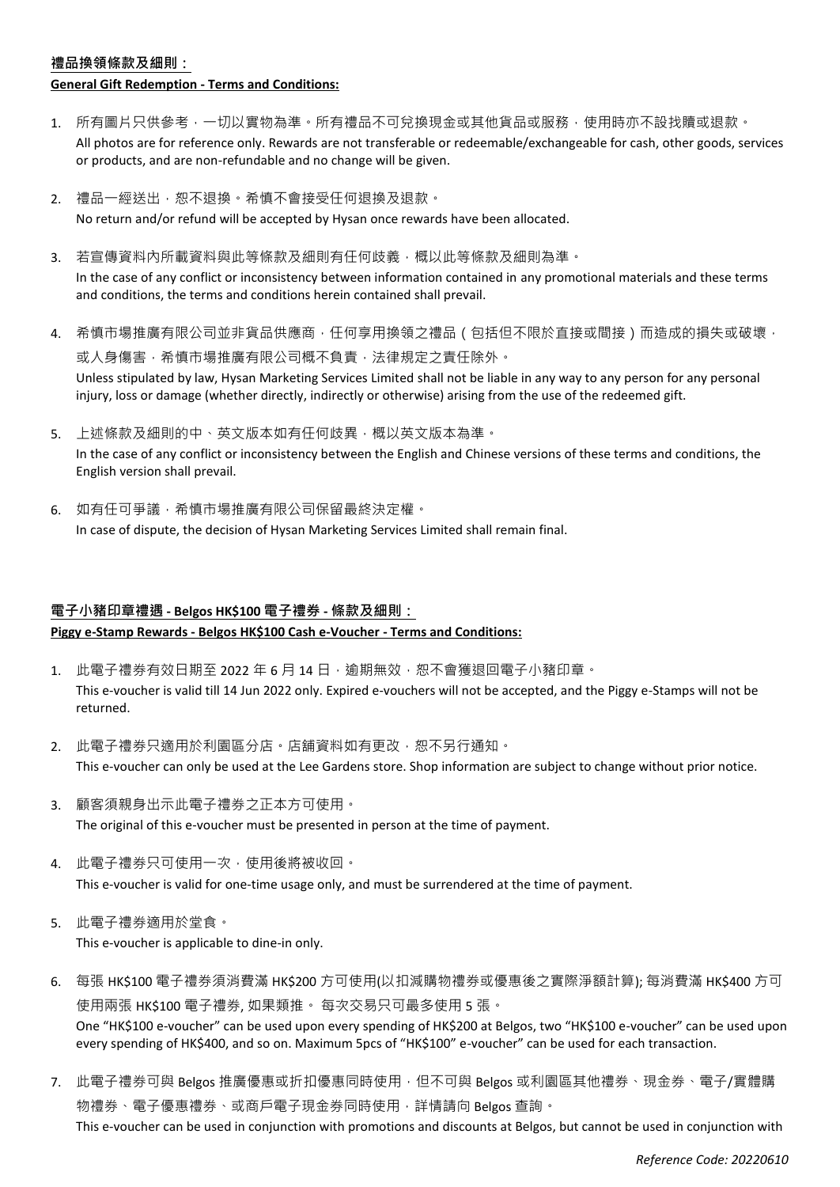**禮品換領條款及細則：**

**General Gift Redemption - Terms and Conditions:**

1. 所有圖片只供參考，一切以實物為準。所有禮品不可兌換現金或其他貨品或服務，使用時亦不設找贖或退款。
   All photos are for reference only. Rewards are not transferable or redeemable/exchangeable for cash, other goods, services or products, and are non-refundable and no change will be given.
2. 禮品一經送出，恕不退換。希慎不會接受任何退換及退款。
   No return and/or refund will be accepted by Hysan once rewards have been allocated.
3. 若宣傳資料內所載資料與此等條款及細則有任何歧義，概以此等條款及細則為準。
   In the case of any conflict or inconsistency between information contained in any promotional materials and these terms and conditions, the terms and conditions herein contained shall prevail.
4. 希慎市場推廣有限公司並非貨品供應商，任何享用換領之禮品（包括但不限於直接或間接）而造成的損失或破壞，或人身傷害，希慎市場推廣有限公司概不負責，法律規定之責任除外。
   Unless stipulated by law, Hysan Marketing Services Limited shall not be liable in any way to any person for any personal injury, loss or damage (whether directly, indirectly or otherwise) arising from the use of the redeemed gift.
5. 上述條款及細則的中、英文版本如有任何歧異，概以英文版本為準。
   In the case of any conflict or inconsistency between the English and Chinese versions of these terms and conditions, the English version shall prevail.
6. 如有任可爭議，希慎市場推廣有限公司保留最終決定權。
   In case of dispute, the decision of Hysan Marketing Services Limited shall remain final.

**電子小豬印章禮遇 - Belgos HK$100 電子禮券 - 條款及細則：**

**Piggy e-Stamp Rewards - Belgos HK$100 Cash e-Voucher - Terms and Conditions:**

1. 此電子禮券有效日期至 2022 年 6 月 14 日，逾期無效，恕不會獲退回電子小豬印章。
   This e-voucher is valid till 14 Jun 2022 only. Expired e-vouchers will not be accepted, and the Piggy e-Stamps will not be returned.
2. 此電子禮券只適用於利園區分店。店舖資料如有更改，恕不另行通知。
   This e-voucher can only be used at the Lee Gardens store. Shop information are subject to change without prior notice.
3. 顧客須親身出示此電子禮券之正本方可使用。
   The original of this e-voucher must be presented in person at the time of payment.
4. 此電子禮券只可使用一次，使用後將被收回。
   This e-voucher is valid for one-time usage only, and must be surrendered at the time of payment.
5. 此電子禮券適用於堂食。
   This e-voucher is applicable to dine-in only.
6. 每張 HK$100 電子禮券須消費滿 HK$200 方可使用(以扣減購物禮券或優惠後之實際淨額計算); 每消費滿 HK$400 方可使用兩張 HK$100 電子禮券, 如果類推。 每次交易只可最多使用 5 張。
   One "HK$100 e-voucher" can be used upon every spending of HK$200 at Belgos, two "HK$100 e-voucher" can be used upon every spending of HK$400, and so on. Maximum 5pcs of "HK$100" e-voucher" can be used for each transaction.
7. 此電子禮券可與 Belgos 推廣優惠或折扣優惠同時使用，但不可與 Belgos 或利園區其他禮券、現金券、電子/實體購物禮券、電子優惠禮券、或商戶電子現金券同時使用，詳情請向 Belgos 查詢。
   This e-voucher can be used in conjunction with promotions and discounts at Belgos, but cannot be used in conjunction with

*Reference Code: 20220610*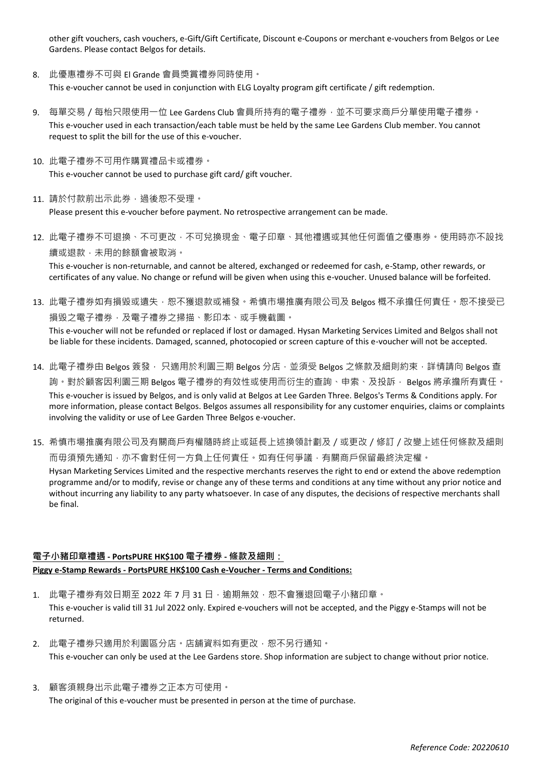other gift vouchers, cash vouchers, e-Gift/Gift Certificate, Discount e-Coupons or merchant e-vouchers from Belgos or Lee Gardens. Please contact Belgos for details.

8. 此優惠禮券不可與 El Grande 會員獎賞禮券同時使用。
   This e-voucher cannot be used in conjunction with ELG Loyalty program gift certificate / gift redemption.

9. 每單交易 / 每枱只限使用一位 Lee Gardens Club 會員所持有的電子禮券，並不可要求商戶分單使用電子禮券。
   This e-voucher used in each transaction/each table must be held by the same Lee Gardens Club member. You cannot request to split the bill for the use of this e-voucher.

10. 此電子禮券不可用作購買禮品卡或禮券。
    This e-voucher cannot be used to purchase gift card/ gift voucher.

11. 請於付款前出示此券，過後恕不受理。
    Please present this e-voucher before payment. No retrospective arrangement can be made.

12. 此電子禮券不可退換、不可更改，不可兌換現金、電子印章、其他禮遇或其他任何面值之優惠券。使用時亦不設找續或退款，未用的餘額會被取消。
    This e-voucher is non-returnable, and cannot be altered, exchanged or redeemed for cash, e-Stamp, other rewards, or certificates of any value. No change or refund will be given when using this e-voucher. Unused balance will be forfeited.

13. 此電子禮券如有損毀或遺失，恕不獲退款或補發。希慎市場推廣有限公司及 Belgos 概不承擔任何責任。恕不接受已損毀之電子禮券，及電子禮券之掃描、影印本、或手機截圖。
    This e-voucher will not be refunded or replaced if lost or damaged. Hysan Marketing Services Limited and Belgos shall not be liable for these incidents. Damaged, scanned, photocopied or screen capture of this e-voucher will not be accepted.

14. 此電子禮券由 Belgos 簽發， 只適用於利園三期 Belgos 分店，並須受 Belgos 之條款及細則約束，詳情請向 Belgos 查詢。對於顧客因利園三期 Belgos 電子禮券的有效性或使用而衍生的查詢、申索、及投訴， Belgos 將承擔所有責任。
    This e-voucher is issued by Belgos, and is only valid at Belgos at Lee Garden Three. Belgos's Terms & Conditions apply. For more information, please contact Belgos. Belgos assumes all responsibility for any customer enquiries, claims or complaints involving the validity or use of Lee Garden Three Belgos e-voucher.

15. 希慎市場推廣有限公司及有關商戶有權隨時終止或延長上述換領計劃及 / 或更改 / 修訂 / 改變上述任何條款及細則而毋須預先通知，亦不會對任何一方負上任何責任。如有任何爭議，有關商戶保留最終決定權。
    Hysan Marketing Services Limited and the respective merchants reserves the right to end or extend the above redemption programme and/or to modify, revise or change any of these terms and conditions at any time without any prior notice and without incurring any liability to any party whatsoever. In case of any disputes, the decisions of respective merchants shall be final.

**電子小豬印章禮遇 - PortsPURE HK$100 電子禮券 - 條款及細則：**
**Piggy e-Stamp Rewards - PortsPURE HK$100 Cash e-Voucher - Terms and Conditions:**

1. 此電子禮券有效日期至 2022 年 7 月 31 日，逾期無效，恕不會獲退回電子小豬印章。
   This e-voucher is valid till 31 Jul 2022 only. Expired e-vouchers will not be accepted, and the Piggy e-Stamps will not be returned.

2. 此電子禮券只適用於利園區分店。店舖資料如有更改，恕不另行通知。
   This e-voucher can only be used at the Lee Gardens store. Shop information are subject to change without prior notice.

3. 顧客須親身出示此電子禮券之正本方可使用。
   The original of this e-voucher must be presented in person at the time of purchase.

*Reference Code: 20220610*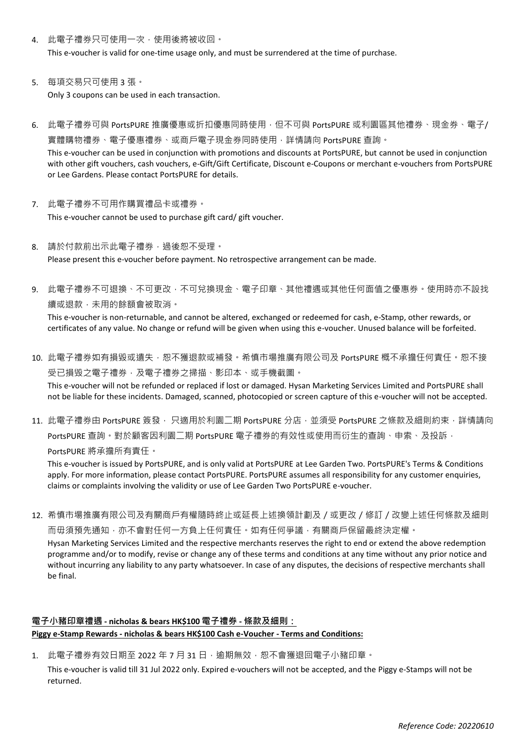4. 此電子禮券只可使用一次，使用後將被收回。
   This e-voucher is valid for one-time usage only, and must be surrendered at the time of purchase.

5. 每項交易只可使用 3 張。
   Only 3 coupons can be used in each transaction.

6. 此電子禮券可與 PortsPURE 推廣優惠或折扣優惠同時使用，但不可與 PortsPURE 或利園區其他禮券、現金券、電子/實體購物禮券、電子優惠禮券、或商戶電子現金券同時使用，詳情請向 PortsPURE 查詢。
   This e-voucher can be used in conjunction with promotions and discounts at PortsPURE, but cannot be used in conjunction with other gift vouchers, cash vouchers, e-Gift/Gift Certificate, Discount e-Coupons or merchant e-vouchers from PortsPURE or Lee Gardens. Please contact PortsPURE for details.

7. 此電子禮券不可用作購買禮品卡或禮券。
   This e-voucher cannot be used to purchase gift card/ gift voucher.

8. 請於付款前出示此電子禮券，過後恕不受理。
   Please present this e-voucher before payment. No retrospective arrangement can be made.

9. 此電子禮券不可退換、不可更改，不可兌換現金、電子印章、其他禮遇或其他任何面值之優惠券。使用時亦不設找續或退款，未用的餘額會被取消。
   This e-voucher is non-returnable, and cannot be altered, exchanged or redeemed for cash, e-Stamp, other rewards, or certificates of any value. No change or refund will be given when using this e-voucher. Unused balance will be forfeited.

10. 此電子禮券如有損毀或遺失，恕不獲退款或補發。希慎市場推廣有限公司及 PortsPURE 概不承擔任何責任。恕不接受已損毀之電子禮券，及電子禮券之掃描、影印本、或手機截圖。
    This e-voucher will not be refunded or replaced if lost or damaged. Hysan Marketing Services Limited and PortsPURE shall not be liable for these incidents. Damaged, scanned, photocopied or screen capture of this e-voucher will not be accepted.

11. 此電子禮券由 PortsPURE 簽發， 只適用於利園二期 PortsPURE 分店，並須受 PortsPURE 之條款及細則約束，詳情請向 PortsPURE 查詢。對於顧客因利園二期 PortsPURE 電子禮券的有效性或使用而衍生的查詢、申索、及投訴，PortsPURE 將承擔所有責任。
    This e-voucher is issued by PortsPURE, and is only valid at PortsPURE at Lee Garden Two. PortsPURE's Terms & Conditions apply. For more information, please contact PortsPURE. PortsPURE assumes all responsibility for any customer enquiries, claims or complaints involving the validity or use of Lee Garden Two PortsPURE e-voucher.

12. 希慎市場推廣有限公司及有關商戶有權隨時終止或延長上述換領計劃及 / 或更改 / 修訂 / 改變上述任何條款及細則而毋須預先通知，亦不會對任何一方負上任何責任。如有任何爭議，有關商戶保留最終決定權。
    Hysan Marketing Services Limited and the respective merchants reserves the right to end or extend the above redemption programme and/or to modify, revise or change any of these terms and conditions at any time without any prior notice and without incurring any liability to any party whatsoever. In case of any disputes, the decisions of respective merchants shall be final.

**電子小豬印章禮遇 - nicholas & bears HK$100 電子禮券 - 條款及細則：**
**Piggy e-Stamp Rewards - nicholas & bears HK$100 Cash e-Voucher - Terms and Conditions:**

1. 此電子禮券有效日期至 2022 年 7 月 31 日，逾期無效，恕不會獲退回電子小豬印章。
   This e-voucher is valid till 31 Jul 2022 only. Expired e-vouchers will not be accepted, and the Piggy e-Stamps will not be returned.

*Reference Code: 20220610*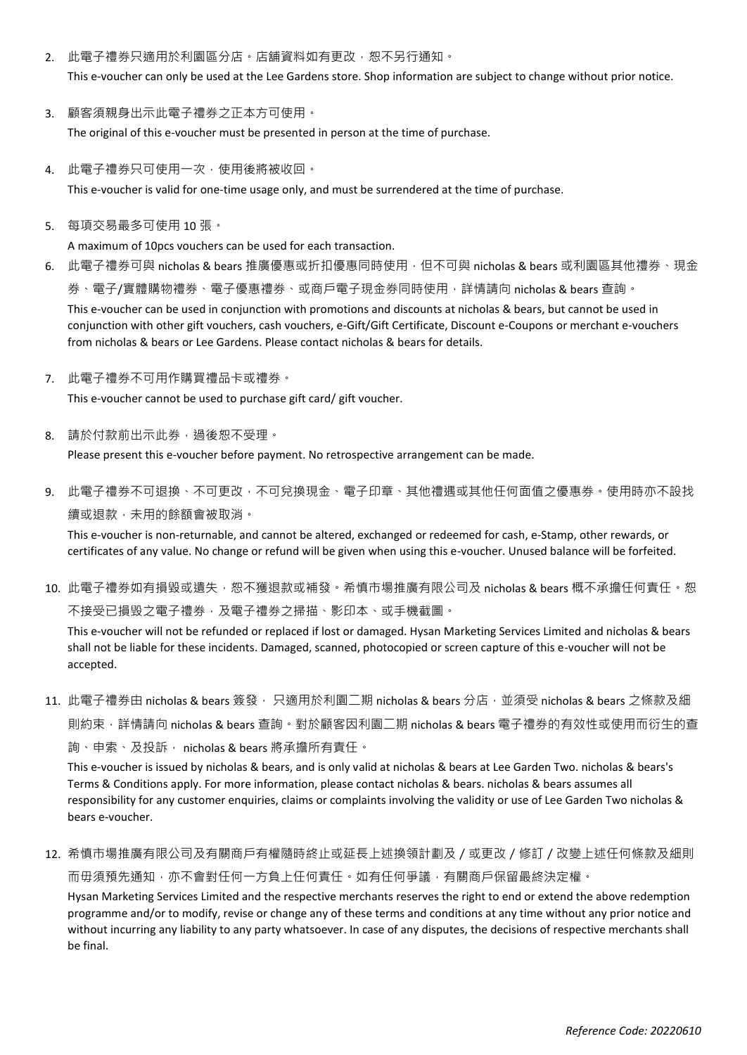2. 此電子禮券只適用於利園區分店。店舖資料如有更改，恕不另行通知。

   This e-voucher can only be used at the Lee Gardens store. Shop information are subject to change without prior notice.

3. 顧客須親身出示此電子禮券之正本方可使用。

   The original of this e-voucher must be presented in person at the time of purchase.

4. 此電子禮券只可使用一次，使用後將被收回。

   This e-voucher is valid for one-time usage only, and must be surrendered at the time of purchase.

5. 每項交易最多可使用 10 張。

   A maximum of 10pcs vouchers can be used for each transaction.

6. 此電子禮券可與 nicholas & bears 推廣優惠或折扣優惠同時使用，但不可與 nicholas & bears 或利園區其他禮券、現金券、電子/實體購物禮券、電子優惠禮券、或商戶電子現金券同時使用，詳情請向 nicholas & bears 查詢。

   This e-voucher can be used in conjunction with promotions and discounts at nicholas & bears, but cannot be used in conjunction with other gift vouchers, cash vouchers, e-Gift/Gift Certificate, Discount e-Coupons or merchant e-vouchers from nicholas & bears or Lee Gardens. Please contact nicholas & bears for details.

7. 此電子禮券不可用作購買禮品卡或禮券。

   This e-voucher cannot be used to purchase gift card/ gift voucher.

8. 請於付款前出示此券，過後恕不受理。

   Please present this e-voucher before payment. No retrospective arrangement can be made.

9. 此電子禮券不可退換、不可更改，不可兌換現金、電子印章、其他禮遇或其他任何面值之優惠券。使用時亦不設找續或退款，未用的餘額會被取消。

   This e-voucher is non-returnable, and cannot be altered, exchanged or redeemed for cash, e-Stamp, other rewards, or certificates of any value. No change or refund will be given when using this e-voucher. Unused balance will be forfeited.

10. 此電子禮券如有損毀或遺失，恕不獲退款或補發。希慎市場推廣有限公司及 nicholas & bears 概不承擔任何責任。恕不接受已損毀之電子禮券，及電子禮券之掃描、影印本、或手機截圖。

    This e-voucher will not be refunded or replaced if lost or damaged. Hysan Marketing Services Limited and nicholas & bears shall not be liable for these incidents. Damaged, scanned, photocopied or screen capture of this e-voucher will not be accepted.

11. 此電子禮券由 nicholas & bears 簽發， 只適用於利園二期 nicholas & bears 分店，並須受 nicholas & bears 之條款及細則約束，詳情請向 nicholas & bears 查詢。對於顧客因利園二期 nicholas & bears 電子禮券的有效性或使用而衍生的查詢、申索、及投訴， nicholas & bears 將承擔所有責任。

    This e-voucher is issued by nicholas & bears, and is only valid at nicholas & bears at Lee Garden Two. nicholas & bears's Terms & Conditions apply. For more information, please contact nicholas & bears. nicholas & bears assumes all responsibility for any customer enquiries, claims or complaints involving the validity or use of Lee Garden Two nicholas & bears e-voucher.

12. 希慎市場推廣有限公司及有關商戶有權隨時終止或延長上述換領計劃及 / 或更改 / 修訂 / 改變上述任何條款及細則而毋須預先通知，亦不會對任何一方負上任何責任。如有任何爭議，有關商戶保留最終決定權。

    Hysan Marketing Services Limited and the respective merchants reserves the right to end or extend the above redemption programme and/or to modify, revise or change any of these terms and conditions at any time without any prior notice and without incurring any liability to any party whatsoever. In case of any disputes, the decisions of respective merchants shall be final.

*Reference Code: 20220610*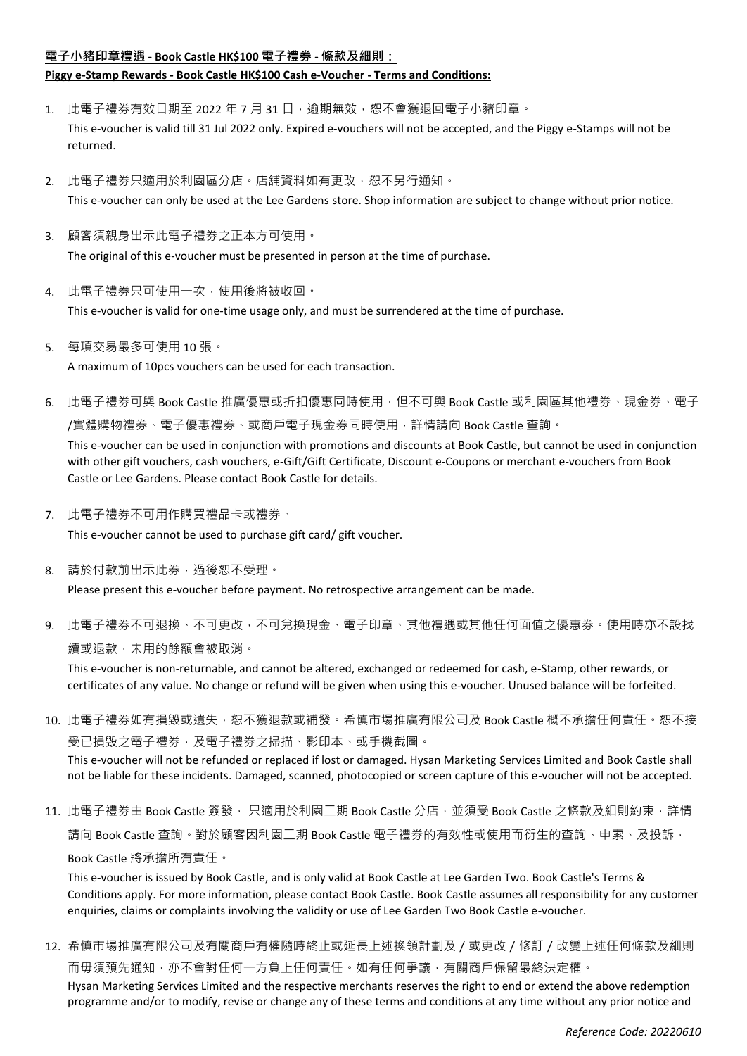**電子小豬印章禮遇 - Book Castle HK$100 電子禮券 - 條款及細則：**

**Piggy e-Stamp Rewards - Book Castle HK$100 Cash e-Voucher - Terms and Conditions:**

1. 此電子禮券有效日期至 2022 年 7 月 31 日，逾期無效，恕不會獲退回電子小豬印章。
   This e-voucher is valid till 31 Jul 2022 only. Expired e-vouchers will not be accepted, and the Piggy e-Stamps will not be returned.

2. 此電子禮券只適用於利園區分店。店舖資料如有更改，恕不另行通知。
   This e-voucher can only be used at the Lee Gardens store. Shop information are subject to change without prior notice.

3. 顧客須親身出示此電子禮券之正本方可使用。
   The original of this e-voucher must be presented in person at the time of purchase.

4. 此電子禮券只可使用一次，使用後將被收回。
   This e-voucher is valid for one-time usage only, and must be surrendered at the time of purchase.

5. 每項交易最多可使用 10 張。
   A maximum of 10pcs vouchers can be used for each transaction.

6. 此電子禮券可與 Book Castle 推廣優惠或折扣優惠同時使用，但不可與 Book Castle 或利園區其他禮券、現金券、電子/實體購物禮券、電子優惠禮券、或商戶電子現金券同時使用，詳情請向 Book Castle 查詢。
   This e-voucher can be used in conjunction with promotions and discounts at Book Castle, but cannot be used in conjunction with other gift vouchers, cash vouchers, e-Gift/Gift Certificate, Discount e-Coupons or merchant e-vouchers from Book Castle or Lee Gardens. Please contact Book Castle for details.

7. 此電子禮券不可用作購買禮品卡或禮券。
   This e-voucher cannot be used to purchase gift card/ gift voucher.

8. 請於付款前出示此券，過後恕不受理。
   Please present this e-voucher before payment. No retrospective arrangement can be made.

9. 此電子禮券不可退換、不可更改，不可兌換現金、電子印章、其他禮遇或其他任何面值之優惠券。使用時亦不設找續或退款，未用的餘額會被取消。
   This e-voucher is non-returnable, and cannot be altered, exchanged or redeemed for cash, e-Stamp, other rewards, or certificates of any value. No change or refund will be given when using this e-voucher. Unused balance will be forfeited.

10. 此電子禮券如有損毀或遺失，恕不獲退款或補發。希慎市場推廣有限公司及 Book Castle 概不承擔任何責任。恕不接受已損毀之電子禮券，及電子禮券之掃描、影印本、或手機截圖。
    This e-voucher will not be refunded or replaced if lost or damaged. Hysan Marketing Services Limited and Book Castle shall not be liable for these incidents. Damaged, scanned, photocopied or screen capture of this e-voucher will not be accepted.

11. 此電子禮券由 Book Castle 簽發， 只適用於利園二期 Book Castle 分店，並須受 Book Castle 之條款及細則約束，詳情請向 Book Castle 查詢。對於顧客因利園二期 Book Castle 電子禮券的有效性或使用而衍生的查詢、申索、及投訴，Book Castle 將承擔所有責任。
    This e-voucher is issued by Book Castle, and is only valid at Book Castle at Lee Garden Two. Book Castle's Terms & Conditions apply. For more information, please contact Book Castle. Book Castle assumes all responsibility for any customer enquiries, claims or complaints involving the validity or use of Lee Garden Two Book Castle e-voucher.

12. 希慎市場推廣有限公司及有關商戶有權隨時終止或延長上述換領計劃及 / 或更改 / 修訂 / 改變上述任何條款及細則而毋須預先通知，亦不會對任何一方負上任何責任。如有任何爭議，有關商戶保留最終決定權。
    Hysan Marketing Services Limited and the respective merchants reserves the right to end or extend the above redemption programme and/or to modify, revise or change any of these terms and conditions at any time without any prior notice and

*Reference Code: 20220610*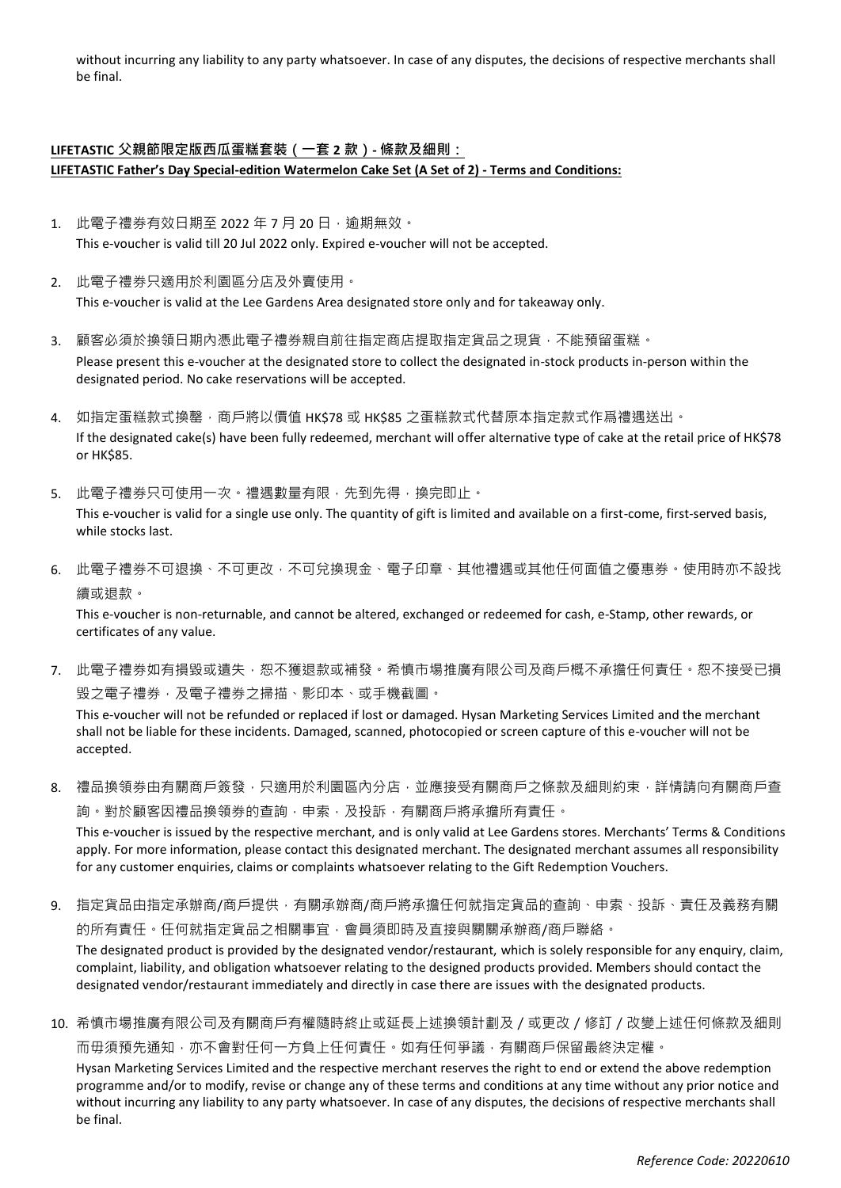without incurring any liability to any party whatsoever. In case of any disputes, the decisions of respective merchants shall be final.

**LIFETASTIC 父親節限定版西瓜蛋糕套裝（一套 2 款）- 條款及細則：**
**LIFETASTIC Father's Day Special-edition Watermelon Cake Set (A Set of 2) - Terms and Conditions:**

1. 此電子禮券有效日期至 2022 年 7 月 20 日，逾期無效。
   This e-voucher is valid till 20 Jul 2022 only. Expired e-voucher will not be accepted.

2. 此電子禮券只適用於利園區分店及外賣使用。
   This e-voucher is valid at the Lee Gardens Area designated store only and for takeaway only.

3. 顧客必須於換領日期內憑此電子禮券親自前往指定商店提取指定貨品之現貨，不能預留蛋糕。
   Please present this e-voucher at the designated store to collect the designated in-stock products in-person within the designated period. No cake reservations will be accepted.

4. 如指定蛋糕款式換罄，商戶將以價值 HK$78 或 HK$85 之蛋糕款式代替原本指定款式作爲禮遇送出。
   If the designated cake(s) have been fully redeemed, merchant will offer alternative type of cake at the retail price of HK$78 or HK$85.

5. 此電子禮券只可使用一次。禮遇數量有限，先到先得，換完即止。
   This e-voucher is valid for a single use only. The quantity of gift is limited and available on a first-come, first-served basis, while stocks last.

6. 此電子禮券不可退換、不可更改，不可兌換現金、電子印章、其他禮遇或其他任何面值之優惠券。使用時亦不設找續或退款。
   This e-voucher is non-returnable, and cannot be altered, exchanged or redeemed for cash, e-Stamp, other rewards, or certificates of any value.

7. 此電子禮券如有損毀或遺失，恕不獲退款或補發。希慎市場推廣有限公司及商戶概不承擔任何責任。恕不接受已損毀之電子禮券，及電子禮券之掃描、影印本、或手機截圖。
   This e-voucher will not be refunded or replaced if lost or damaged. Hysan Marketing Services Limited and the merchant shall not be liable for these incidents. Damaged, scanned, photocopied or screen capture of this e-voucher will not be accepted.

8. 禮品換領券由有關商戶簽發，只適用於利園區內分店，並應接受有關商戶之條款及細則約束，詳情請向有關商戶查詢。對於顧客因禮品換領券的查詢，申索，及投訴，有關商戶將承擔所有責任。
   This e-voucher is issued by the respective merchant, and is only valid at Lee Gardens stores. Merchants' Terms & Conditions apply. For more information, please contact this designated merchant. The designated merchant assumes all responsibility for any customer enquiries, claims or complaints whatsoever relating to the Gift Redemption Vouchers.

9. 指定貨品由指定承辦商/商戶提供，有關承辦商/商戶將承擔任何就指定貨品的查詢、申索、投訴、責任及義務有關的所有責任。任何就指定貨品之相關事宜，會員須即時及直接與關關承辦商/商戶聯絡。
   The designated product is provided by the designated vendor/restaurant, which is solely responsible for any enquiry, claim, complaint, liability, and obligation whatsoever relating to the designed products provided. Members should contact the designated vendor/restaurant immediately and directly in case there are issues with the designated products.

10. 希慎市場推廣有限公司及有關商戶有權隨時終止或延長上述換領計劃及 / 或更改 / 修訂 / 改變上述任何條款及細則而毋須預先通知，亦不會對任何一方負上任何責任。如有任何爭議，有關商戶保留最終決定權。
    Hysan Marketing Services Limited and the respective merchant reserves the right to end or extend the above redemption programme and/or to modify, revise or change any of these terms and conditions at any time without any prior notice and without incurring any liability to any party whatsoever. In case of any disputes, the decisions of respective merchants shall be final.

*Reference Code: 20220610*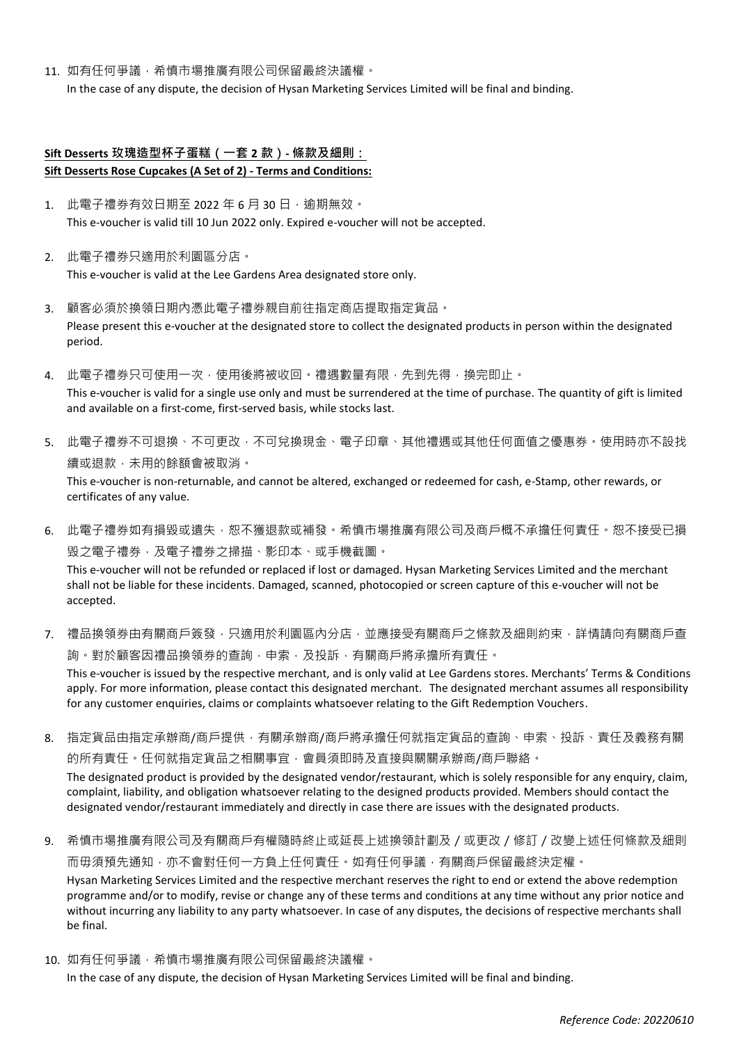11. 如有任何爭議，希慎市場推廣有限公司保留最終決議權。
    In the case of any dispute, the decision of Hysan Marketing Services Limited will be final and binding.

**Sift Desserts 玫瑰造型杯子蛋糕（一套 2 款）- 條款及細則：**
**Sift Desserts Rose Cupcakes (A Set of 2) - Terms and Conditions:**

1. 此電子禮券有效日期至 2022 年 6 月 30 日，逾期無效。
   This e-voucher is valid till 10 Jun 2022 only. Expired e-voucher will not be accepted.

2. 此電子禮券只適用於利園區分店。
   This e-voucher is valid at the Lee Gardens Area designated store only.

3. 顧客必須於換領日期內憑此電子禮券親自前往指定商店提取指定貨品。
   Please present this e-voucher at the designated store to collect the designated products in person within the designated period.

4. 此電子禮券只可使用一次，使用後將被收回。禮遇數量有限，先到先得，換完即止。
   This e-voucher is valid for a single use only and must be surrendered at the time of purchase. The quantity of gift is limited and available on a first-come, first-served basis, while stocks last.

5. 此電子禮券不可退換、不可更改，不可兌換現金、電子印章、其他禮遇或其他任何面值之優惠券。使用時亦不設找續或退款，未用的餘額會被取消。
   This e-voucher is non-returnable, and cannot be altered, exchanged or redeemed for cash, e-Stamp, other rewards, or certificates of any value.

6. 此電子禮券如有損毀或遺失，恕不獲退款或補發。希慎市場推廣有限公司及商戶概不承擔任何責任。恕不接受已損毀之電子禮券，及電子禮券之掃描、影印本、或手機截圖。
   This e-voucher will not be refunded or replaced if lost or damaged. Hysan Marketing Services Limited and the merchant shall not be liable for these incidents. Damaged, scanned, photocopied or screen capture of this e-voucher will not be accepted.

7. 禮品換領券由有關商戶簽發，只適用於利園區內分店，並應接受有關商戶之條款及細則約束，詳情請向有關商戶查詢。對於顧客因禮品換領券的查詢，申索，及投訴，有關商戶將承擔所有責任。
   This e-voucher is issued by the respective merchant, and is only valid at Lee Gardens stores. Merchants' Terms & Conditions apply. For more information, please contact this designated merchant. The designated merchant assumes all responsibility for any customer enquiries, claims or complaints whatsoever relating to the Gift Redemption Vouchers.

8. 指定貨品由指定承辦商/商戶提供，有關承辦商/商戶將承擔任何就指定貨品的查詢、申索、投訴、責任及義務有關的所有責任。任何就指定貨品之相關事宜，會員須即時及直接與關關承辦商/商戶聯絡。
   The designated product is provided by the designated vendor/restaurant, which is solely responsible for any enquiry, claim, complaint, liability, and obligation whatsoever relating to the designed products provided. Members should contact the designated vendor/restaurant immediately and directly in case there are issues with the designated products.

9. 希慎市場推廣有限公司及有關商戶有權隨時終止或延長上述換領計劃及 / 或更改 / 修訂 / 改變上述任何條款及細則而毋須預先通知，亦不會對任何一方負上任何責任。如有任何爭議，有關商戶保留最終決定權。
   Hysan Marketing Services Limited and the respective merchant reserves the right to end or extend the above redemption programme and/or to modify, revise or change any of these terms and conditions at any time without any prior notice and without incurring any liability to any party whatsoever. In case of any disputes, the decisions of respective merchants shall be final.

10. 如有任何爭議，希慎市場推廣有限公司保留最終決議權。
    In the case of any dispute, the decision of Hysan Marketing Services Limited will be final and binding.

*Reference Code: 20220610*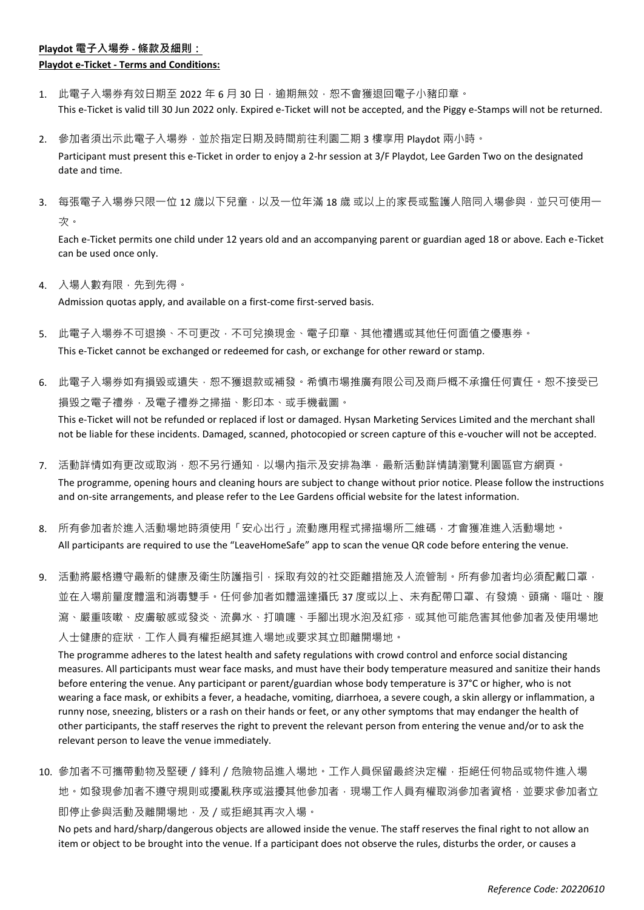**Playdot 電子入場券 - 條款及細則：**

**Playdot e-Ticket - Terms and Conditions:**

1. 此電子入場券有效日期至 2022 年 6 月 30 日，逾期無效，恕不會獲退回電子小豬印章。
   This e-Ticket is valid till 30 Jun 2022 only. Expired e-Ticket will not be accepted, and the Piggy e-Stamps will not be returned.

2. 參加者須出示此電子入場券，並於指定日期及時間前往利園二期 3 樓享用 Playdot 兩小時。
   Participant must present this e-Ticket in order to enjoy a 2-hr session at 3/F Playdot, Lee Garden Two on the designated date and time.

3. 每張電子入場券只限一位 12 歲以下兒童，以及一位年滿 18 歲 或以上的家長或監護人陪同入場參與，並只可使用一次。
   Each e-Ticket permits one child under 12 years old and an accompanying parent or guardian aged 18 or above. Each e-Ticket can be used once only.

4. 入場人數有限，先到先得。
   Admission quotas apply, and available on a first-come first-served basis.

5. 此電子入場券不可退換、不可更改，不可兌換現金、電子印章、其他禮遇或其他任何面值之優惠券。
   This e-Ticket cannot be exchanged or redeemed for cash, or exchange for other reward or stamp.

6. 此電子入場券如有損毀或遺失，恕不獲退款或補發。希慎市場推廣有限公司及商戶概不承擔任何責任。恕不接受已損毀之電子禮券，及電子禮券之掃描、影印本、或手機截圖。
   This e-Ticket will not be refunded or replaced if lost or damaged. Hysan Marketing Services Limited and the merchant shall not be liable for these incidents. Damaged, scanned, photocopied or screen capture of this e-voucher will not be accepted.

7. 活動詳情如有更改或取消，恕不另行通知，以場內指示及安排為準，最新活動詳情請瀏覽利園區官方網頁。
   The programme, opening hours and cleaning hours are subject to change without prior notice. Please follow the instructions and on-site arrangements, and please refer to the Lee Gardens official website for the latest information.

8. 所有參加者於進入活動場地時須使用「安心出行」流動應用程式掃描場所二維碼，才會獲准進入活動場地。
   All participants are required to use the "LeaveHomeSafe" app to scan the venue QR code before entering the venue.

9. 活動將嚴格遵守最新的健康及衛生防護指引，採取有效的社交距離措施及人流管制。所有參加者均必須配戴口罩，並在入場前量度體溫和消毒雙手。任何參加者如體溫達攝氏 37 度或以上、未有配帶口罩、有發燒、頭痛、嘔吐、腹瀉、嚴重咳嗽、皮膚敏感或發炎、流鼻水、打噴嚏、手腳出現水泡及紅疹，或其他可能危害其他參加者及使用場地人士健康的症狀，工作人員有權拒絕其進入場地或要求其立即離開場地。
   The programme adheres to the latest health and safety regulations with crowd control and enforce social distancing measures. All participants must wear face masks, and must have their body temperature measured and sanitize their hands before entering the venue. Any participant or parent/guardian whose body temperature is 37°C or higher, who is not wearing a face mask, or exhibits a fever, a headache, vomiting, diarrhoea, a severe cough, a skin allergy or inflammation, a runny nose, sneezing, blisters or a rash on their hands or feet, or any other symptoms that may endanger the health of other participants, the staff reserves the right to prevent the relevant person from entering the venue and/or to ask the relevant person to leave the venue immediately.

10. 參加者不可攜帶動物及堅硬 / 鋒利 / 危險物品進入場地。工作人員保留最終決定權，拒絕任何物品或物件進入場地。如發現參加者不遵守規則或擾亂秩序或滋擾其他參加者，現場工作人員有權取消參加者資格，並要求參加者立即停止參與活動及離開場地，及 / 或拒絕其再次入場。
    No pets and hard/sharp/dangerous objects are allowed inside the venue. The staff reserves the final right to not allow an item or object to be brought into the venue. If a participant does not observe the rules, disturbs the order, or causes a

*Reference Code: 20220610*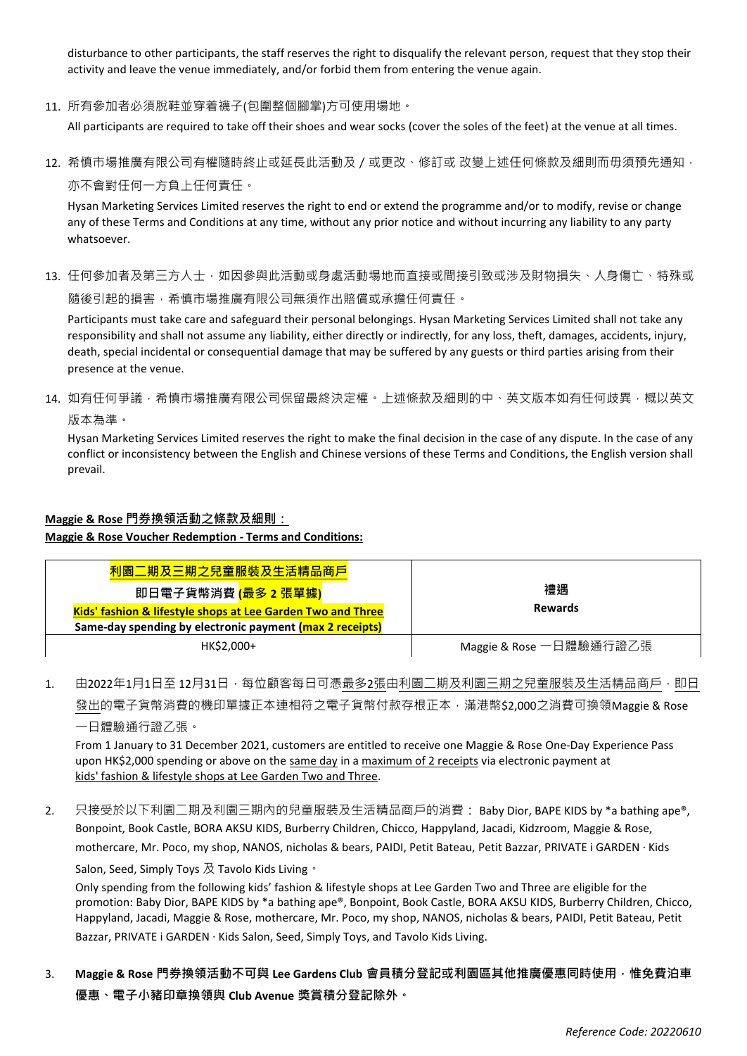disturbance to other participants, the staff reserves the right to disqualify the relevant person, request that they stop their activity and leave the venue immediately, and/or forbid them from entering the venue again.

11. 所有參加者必須脫鞋並穿着襪子(包圍整個腳掌)方可使用場地。

    All participants are required to take off their shoes and wear socks (cover the soles of the feet) at the venue at all times.

12. 希慎市場推廣有限公司有權隨時終止或延長此活動及 / 或更改、修訂或 改變上述任何條款及細則而毋須預先通知，亦不會對任何一方負上任何責任。

    Hysan Marketing Services Limited reserves the right to end or extend the programme and/or to modify, revise or change any of these Terms and Conditions at any time, without any prior notice and without incurring any liability to any party whatsoever.

13. 任何參加者及第三方人士，如因參與此活動或身處活動場地而直接或間接引致或涉及財物損失、人身傷亡、特殊或隨後引起的損害，希慎市場推廣有限公司無須作出賠償或承擔任何責任。

    Participants must take care and safeguard their personal belongings. Hysan Marketing Services Limited shall not take any responsibility and shall not assume any liability, either directly or indirectly, for any loss, theft, damages, accidents, injury, death, special incidental or consequential damage that may be suffered by any guests or third parties arising from their presence at the venue.

14. 如有任何爭議，希慎市場推廣有限公司保留最終決定權。上述條款及細則的中、英文版本如有任何歧異，概以英文版本為準。

    Hysan Marketing Services Limited reserves the right to make the final decision in the case of any dispute. In the case of any conflict or inconsistency between the English and Chinese versions of these Terms and Conditions, the English version shall prevail.

**Maggie & Rose 門券換領活動之條款及細則：**
**Maggie & Rose Voucher Redemption - Terms and Conditions:**

| **利園二期及三期之兒童服裝及生活精品商戶**<br>**即日電子貨幣消費 (最多 2 張單據)**<br>**Kids' fashion & lifestyle shops at Lee Garden Two and Three**<br>**Same-day spending by electronic payment (max 2 receipts)** | **禮遇**<br>**Rewards** |
|---|---|
| HK$2,000+ | Maggie & Rose 一日體驗通行證乙張 |

1. 由2022年1月1日至 12月31日，每位顧客每日可憑最多2張由利園二期及利園三期之兒童服裝及生活精品商戶，即日發出的電子貨幣消費的機印單據正本連相符之電子貨幣付款存根正本，滿港幣$2,000之消費可換領Maggie & Rose 一日體驗通行證乙張。

   From 1 January to 31 December 2021, customers are entitled to receive one Maggie & Rose One-Day Experience Pass upon HK$2,000 spending or above on the same day in a maximum of 2 receipts via electronic payment at kids' fashion & lifestyle shops at Lee Garden Two and Three.

2. 只接受於以下利園二期及利園三期內的兒童服裝及生活精品商戶的消費： Baby Dior, BAPE KIDS by *a bathing ape®, Bonpoint, Book Castle, BORA AKSU KIDS, Burberry Children, Chicco, Happyland, Jacadi, Kidzroom, Maggie & Rose, mothercare, Mr. Poco, my shop, NANOS, nicholas & bears, PAIDI, Petit Bateau, Petit Bazzar, PRIVATE i GARDEN · Kids Salon, Seed, Simply Toys 及 Tavolo Kids Living。

   Only spending from the following kids' fashion & lifestyle shops at Lee Garden Two and Three are eligible for the promotion: Baby Dior, BAPE KIDS by *a bathing ape®, Bonpoint, Book Castle, BORA AKSU KIDS, Burberry Children, Chicco, Happyland, Jacadi, Maggie & Rose, mothercare, Mr. Poco, my shop, NANOS, nicholas & bears, PAIDI, Petit Bateau, Petit Bazzar, PRIVATE i GARDEN · Kids Salon, Seed, Simply Toys, and Tavolo Kids Living.

3. **Maggie & Rose 門券換領活動不可與 Lee Gardens Club 會員積分登記或利園區其他推廣優惠同時使用，惟免費泊車優惠、電子小豬印章換領與 Club Avenue 獎賞積分登記除外。**

*Reference Code: 20220610*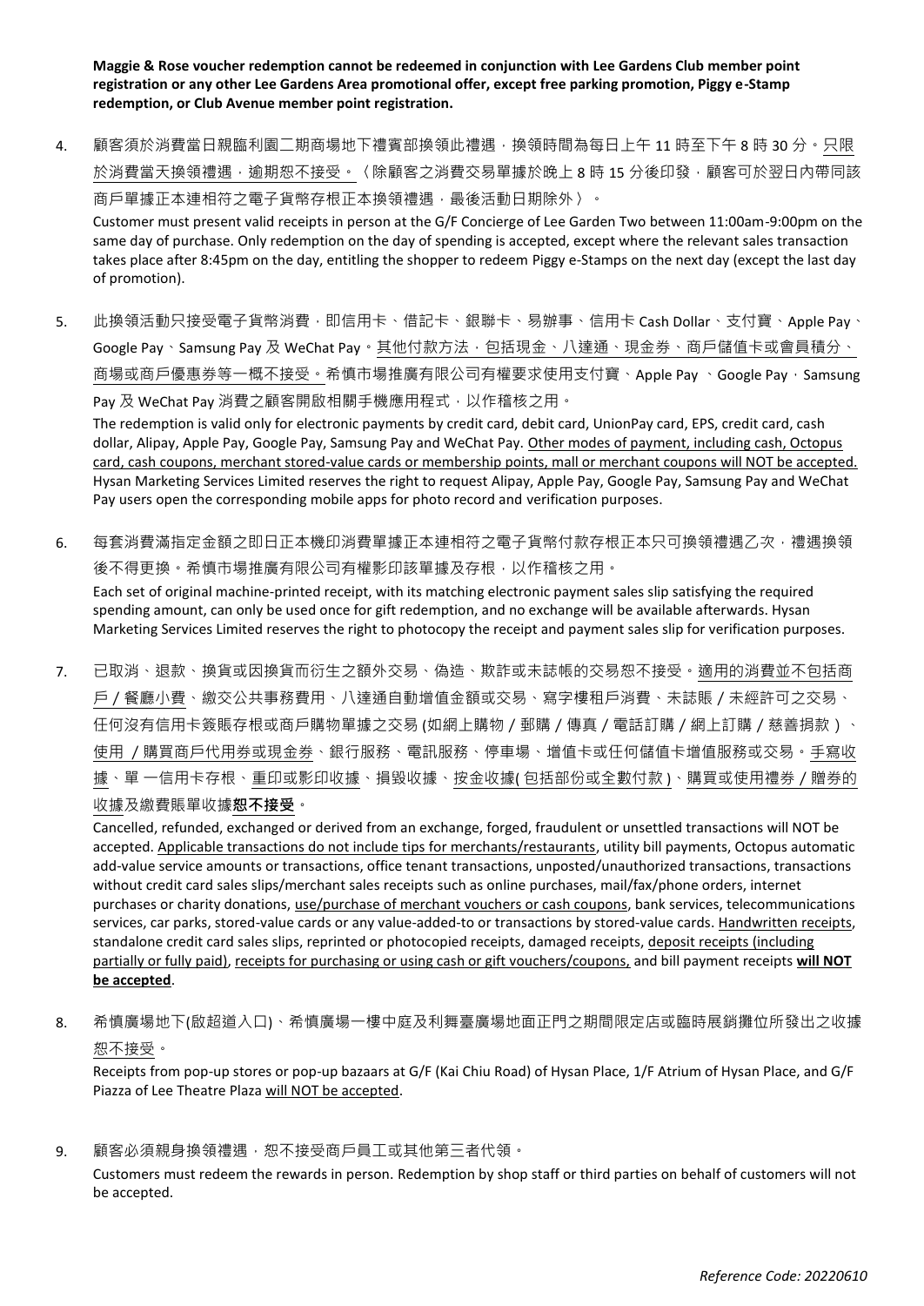**Maggie & Rose voucher redemption cannot be redeemed in conjunction with Lee Gardens Club member point registration or any other Lee Gardens Area promotional offer, except free parking promotion, Piggy e-Stamp redemption, or Club Avenue member point registration.**

4. 顧客須於消費當日親臨利園二期商場地下禮賓部換領此禮遇，換領時間為每日上午 11 時至下午 8 時 30 分。<u>只限於消費當天換領禮遇，逾期恕不接受。</u>（除顧客之消費交易單據於晚上 8 時 15 分後印發，顧客可於翌日內帶同該商戶單據正本連相符之電子貨幣存根正本換領禮遇，最後活動日期除外）。

   Customer must present valid receipts in person at the G/F Concierge of Lee Garden Two between 11:00am-9:00pm on the same day of purchase. Only redemption on the day of spending is accepted, except where the relevant sales transaction takes place after 8:45pm on the day, entitling the shopper to redeem Piggy e-Stamps on the next day (except the last day of promotion).

5. 此換領活動只接受電子貨幣消費，即信用卡、借記卡、銀聯卡、易辦事、信用卡 Cash Dollar、支付寶、Apple Pay、Google Pay、Samsung Pay 及 WeChat Pay。<u>其他付款方法，包括現金、八達通、現金券、商戶儲值卡或會員積分、商場或商戶優惠券等一概不接受。</u>希慎市場推廣有限公司有權要求使用支付寶、Apple Pay 、Google Pay，Samsung Pay 及 WeChat Pay 消費之顧客開啟相關手機應用程式，以作稽核之用。

   The redemption is valid only for electronic payments by credit card, debit card, UnionPay card, EPS, credit card, cash dollar, Alipay, Apple Pay, Google Pay, Samsung Pay and WeChat Pay. <u>Other modes of payment, including cash, Octopus card, cash coupons, merchant stored-value cards or membership points, mall or merchant coupons will NOT be accepted.</u> Hysan Marketing Services Limited reserves the right to request Alipay, Apple Pay, Google Pay, Samsung Pay and WeChat Pay users open the corresponding mobile apps for photo record and verification purposes.

6. 每套消費滿指定金額之即日正本機印消費單據正本連相符之電子貨幣付款存根正本只可換領禮遇乙次，禮遇換領後不得更換。希慎市場推廣有限公司有權影印該單據及存根，以作稽核之用。

   Each set of original machine-printed receipt, with its matching electronic payment sales slip satisfying the required spending amount, can only be used once for gift redemption, and no exchange will be available afterwards. Hysan Marketing Services Limited reserves the right to photocopy the receipt and payment sales slip for verification purposes.

7. 已取消、退款、換貨或因換貨而衍生之額外交易、偽造、欺詐或未誌帳的交易恕不接受。<u>適用的消費並不包括商戶／餐廳小費</u>、繳交公共事務費用、八達通自動增值金額或交易、寫字樓租戶消費、未誌賬／未經許可之交易、任何沒有信用卡簽賬存根或商戶購物單據之交易 (如網上購物／郵購／傳真／電話訂購／網上訂購／慈善捐款）、<u>使用 ／購買商戶代用券或現金券</u>、銀行服務、電訊服務、停車場、增值卡或任何儲值卡增值服務或交易。<u>手寫收據</u>、單一信用卡存根、<u>重印或影印收據</u>、損毀收據、<u>按金收據( 包括部份或全數付款 )</u>、<u>購買或使用禮券／贈券的收據</u>及繳費賬單收據**恕不接受**。

   Cancelled, refunded, exchanged or derived from an exchange, forged, fraudulent or unsettled transactions will NOT be accepted. <u>Applicable transactions do not include tips for merchants/restaurants</u>, utility bill payments, Octopus automatic add-value service amounts or transactions, office tenant transactions, unposted/unauthorized transactions, transactions without credit card sales slips/merchant sales receipts such as online purchases, mail/fax/phone orders, internet purchases or charity donations, <u>use/purchase of merchant vouchers or cash coupons</u>, bank services, telecommunications services, car parks, stored-value cards or any value-added-to or transactions by stored-value cards. <u>Handwritten receipts</u>, standalone credit card sales slips, reprinted or photocopied receipts, damaged receipts, <u>deposit receipts (including partially or fully paid)</u>, <u>receipts for purchasing or using cash or gift vouchers/coupons,</u> and bill payment receipts **will NOT be accepted**.

8. 希慎廣場地下(啟超道入口)、希慎廣場一樓中庭及利舞臺廣場地面正門之期間限定店或臨時展銷攤位所發出之收據<u>恕不接受</u>。

   Receipts from pop-up stores or pop-up bazaars at G/F (Kai Chiu Road) of Hysan Place, 1/F Atrium of Hysan Place, and G/F Piazza of Lee Theatre Plaza <u>will NOT be accepted</u>.

9. 顧客必須親身換領禮遇，恕不接受商戶員工或其他第三者代領。

   Customers must redeem the rewards in person. Redemption by shop staff or third parties on behalf of customers will not be accepted.

*Reference Code: 20220610*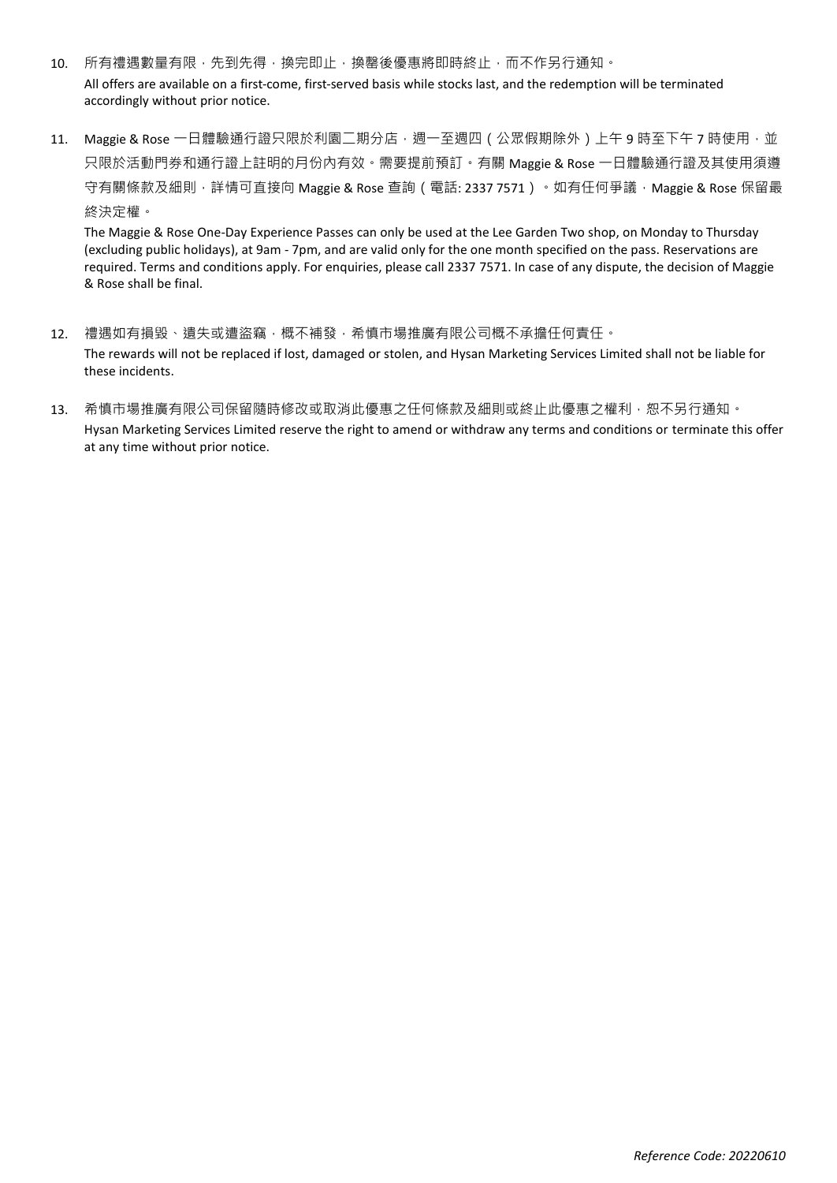10. 所有禮遇數量有限，先到先得，換完即止，換罄後優惠將即時終止，而不作另行通知。
    All offers are available on a first-come, first-served basis while stocks last, and the redemption will be terminated accordingly without prior notice.

11. Maggie & Rose 一日體驗通行證只限於利園二期分店，週一至週四（公眾假期除外）上午 9 時至下午 7 時使用，並只限於活動門券和通行證上註明的月份內有效。需要提前預訂。有關 Maggie & Rose 一日體驗通行證及其使用須遵守有關條款及細則，詳情可直接向 Maggie & Rose 查詢（電話: 2337 7571）。如有任何爭議，Maggie & Rose 保留最終決定權。
    The Maggie & Rose One-Day Experience Passes can only be used at the Lee Garden Two shop, on Monday to Thursday (excluding public holidays), at 9am - 7pm, and are valid only for the one month specified on the pass. Reservations are required. Terms and conditions apply. For enquiries, please call 2337 7571. In case of any dispute, the decision of Maggie & Rose shall be final.

12. 禮遇如有損毀、遺失或遭盜竊，概不補發，希慎市場推廣有限公司概不承擔任何責任。
    The rewards will not be replaced if lost, damaged or stolen, and Hysan Marketing Services Limited shall not be liable for these incidents.

13. 希慎市場推廣有限公司保留隨時修改或取消此優惠之任何條款及細則或終止此優惠之權利，恕不另行通知。
    Hysan Marketing Services Limited reserve the right to amend or withdraw any terms and conditions or terminate this offer at any time without prior notice.

*Reference Code: 20220610*